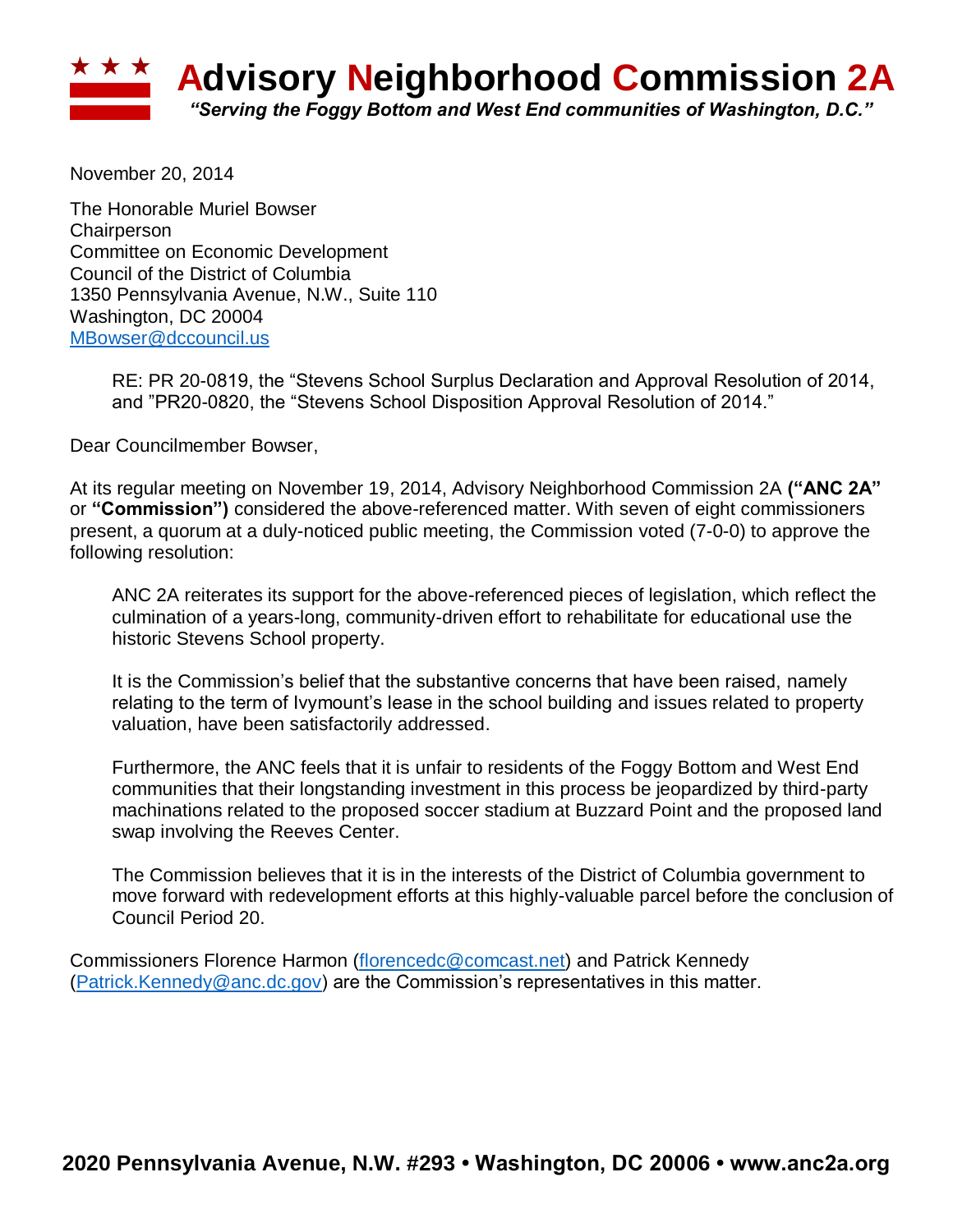# ★ ★ ★ Advisory Neighborhood Commission 2A

***"Serving the Foggy Bottom and West End communities of Washington, D.C."***

November 20, 2014

The Honorable Muriel Bowser
Chairperson
Committee on Economic Development
Council of the District of Columbia
1350 Pennsylvania Avenue, N.W., Suite 110
Washington, DC 20004
MBowser@dccouncil.us

> RE: PR 20-0819, the "Stevens School Surplus Declaration and Approval Resolution of 2014, and "PR20-0820, the "Stevens School Disposition Approval Resolution of 2014."

Dear Councilmember Bowser,

At its regular meeting on November 19, 2014, Advisory Neighborhood Commission 2A **("ANC 2A"** or **"Commission")** considered the above-referenced matter. With seven of eight commissioners present, a quorum at a duly-noticed public meeting, the Commission voted (7-0-0) to approve the following resolution:

> ANC 2A reiterates its support for the above-referenced pieces of legislation, which reflect the culmination of a years-long, community-driven effort to rehabilitate for educational use the historic Stevens School property.
>
> It is the Commission's belief that the substantive concerns that have been raised, namely relating to the term of Ivymount's lease in the school building and issues related to property valuation, have been satisfactorily addressed.
>
> Furthermore, the ANC feels that it is unfair to residents of the Foggy Bottom and West End communities that their longstanding investment in this process be jeopardized by third-party machinations related to the proposed soccer stadium at Buzzard Point and the proposed land swap involving the Reeves Center.
>
> The Commission believes that it is in the interests of the District of Columbia government to move forward with redevelopment efforts at this highly-valuable parcel before the conclusion of Council Period 20.

Commissioners Florence Harmon (florencedc@comcast.net) and Patrick Kennedy (Patrick.Kennedy@anc.dc.gov) are the Commission's representatives in this matter.

**2020 Pennsylvania Avenue, N.W. #293 • Washington, DC 20006 • www.anc2a.org**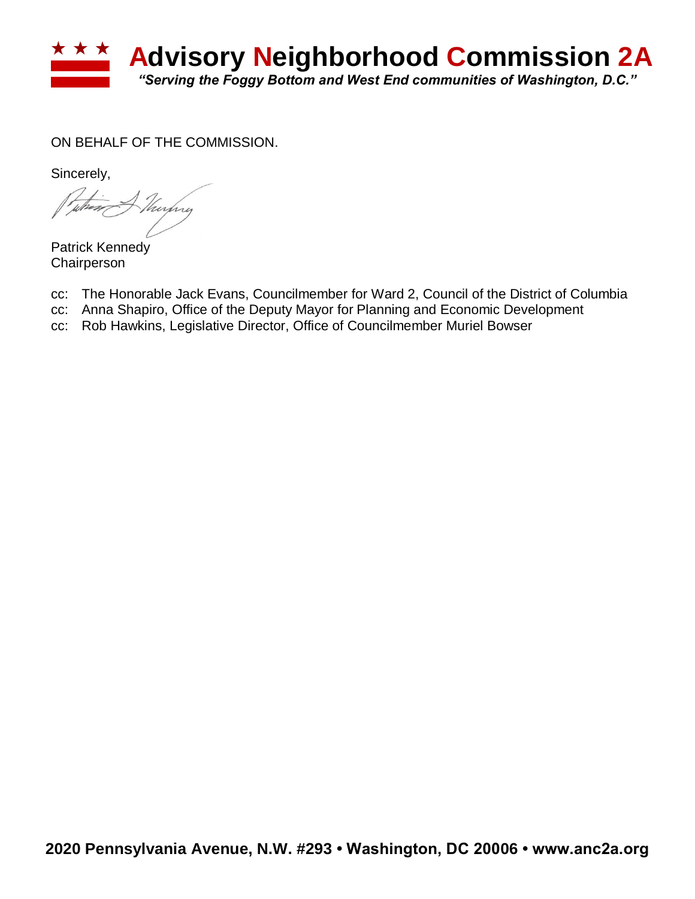ON BEHALF OF THE COMMISSION.

Sincerely,

Patrick Kennedy
Chairperson

cc: The Honorable Jack Evans, Councilmember for Ward 2, Council of the District of Columbia
cc: Anna Shapiro, Office of the Deputy Mayor for Planning and Economic Development
cc: Rob Hawkins, Legislative Director, Office of Councilmember Muriel Bowser